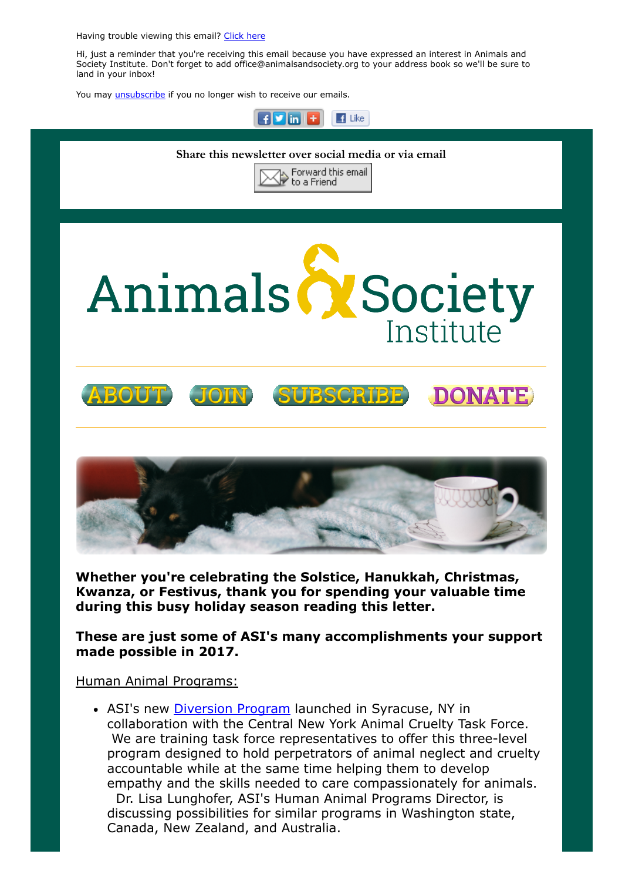Having trouble viewing this email? Click here

Hi, just a reminder that you're receiving this email because you have expressed an interest in Animals and Society Institute. Don't forget to add office@animalsandsociety.org to your address book so we'll be sure to land in your inbox!

You may unsubscribe if you no longer wish to receive our emails.

Share this newsletter over social media or via email

Forward this email to a Friend

# Animals & Society Institute

ABOUT JOIN SUBSCRIBE DONATE

**Whether you're celebrating the Solstice, Hanukkah, Christmas, Kwanza, or Festivus, thank you for spending your valuable time during this busy holiday season reading this letter.**

**These are just some of ASI's many accomplishments your support made possible in 2017.**

Human Animal Programs:

- ASI's new Diversion Program launched in Syracuse, NY in collaboration with the Central New York Animal Cruelty Task Force. We are training task force representatives to offer this three-level program designed to hold perpetrators of animal neglect and cruelty accountable while at the same time helping them to develop empathy and the skills needed to care compassionately for animals. Dr. Lisa Lunghofer, ASI's Human Animal Programs Director, is discussing possibilities for similar programs in Washington state, Canada, New Zealand, and Australia.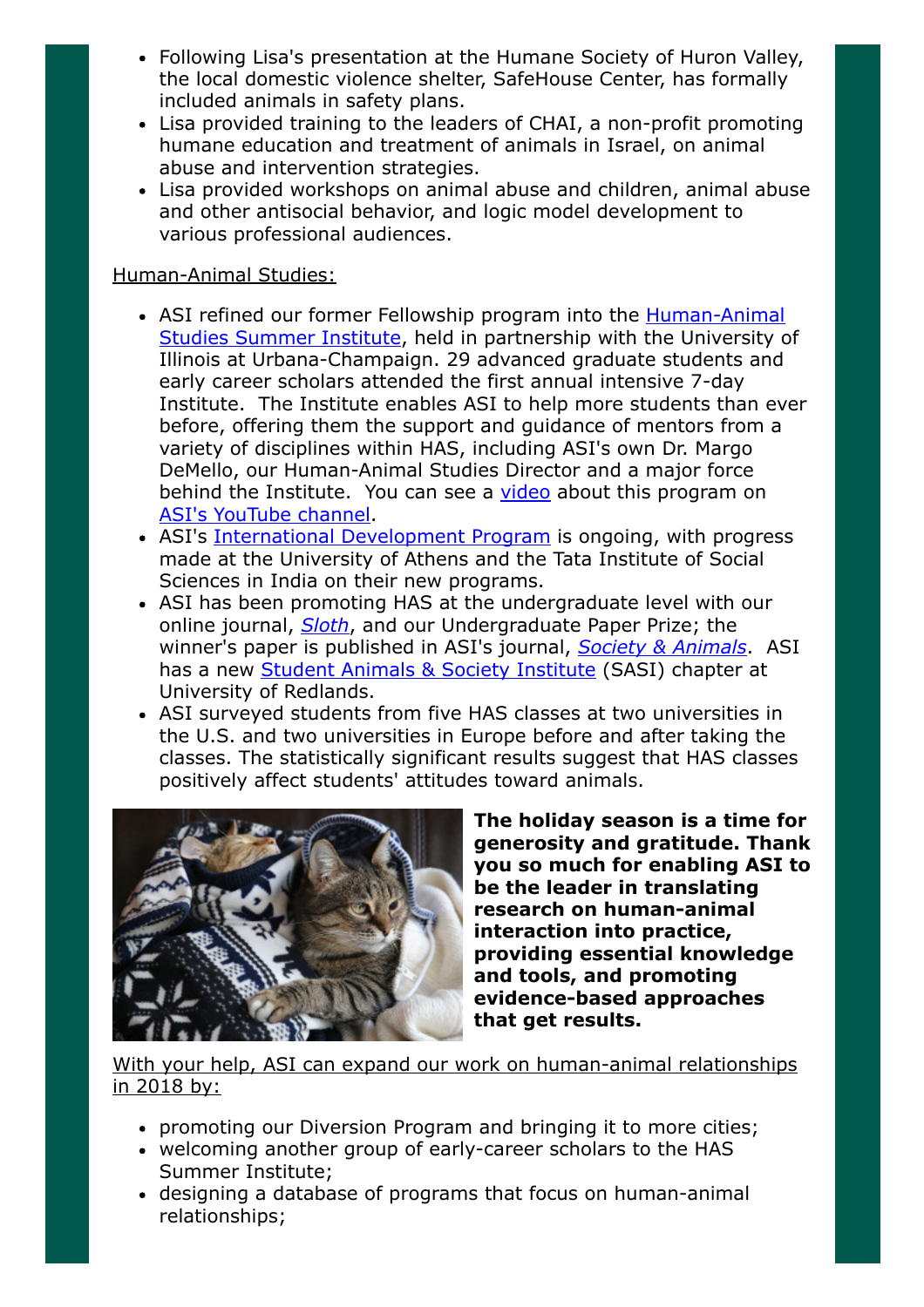- Following Lisa's presentation at the Humane Society of Huron Valley, the local domestic violence shelter, SafeHouse Center, has formally included animals in safety plans.
- Lisa provided training to the leaders of CHAI, a non-profit promoting humane education and treatment of animals in Israel, on animal abuse and intervention strategies.
- Lisa provided workshops on animal abuse and children, animal abuse and other antisocial behavior, and logic model development to various professional audiences.

Human-Animal Studies:

- ASI refined our former Fellowship program into the Human-Animal Studies Summer Institute, held in partnership with the University of Illinois at Urbana-Champaign. 29 advanced graduate students and early career scholars attended the first annual intensive 7-day Institute. The Institute enables ASI to help more students than ever before, offering them the support and guidance of mentors from a variety of disciplines within HAS, including ASI's own Dr. Margo DeMello, our Human-Animal Studies Director and a major force behind the Institute. You can see a video about this program on ASI's YouTube channel.
- ASI's International Development Program is ongoing, with progress made at the University of Athens and the Tata Institute of Social Sciences in India on their new programs.
- ASI has been promoting HAS at the undergraduate level with our online journal, *Sloth*, and our Undergraduate Paper Prize; the winner's paper is published in ASI's journal, *Society & Animals*. ASI has a new Student Animals & Society Institute (SASI) chapter at University of Redlands.
- ASI surveyed students from five HAS classes at two universities in the U.S. and two universities in Europe before and after taking the classes. The statistically significant results suggest that HAS classes positively affect students' attitudes toward animals.

**The holiday season is a time for generosity and gratitude. Thank you so much for enabling ASI to be the leader in translating research on human-animal interaction into practice, providing essential knowledge and tools, and promoting evidence-based approaches that get results.**

With your help, ASI can expand our work on human-animal relationships in 2018 by:

- promoting our Diversion Program and bringing it to more cities;
- welcoming another group of early-career scholars to the HAS Summer Institute;
- designing a database of programs that focus on human-animal relationships;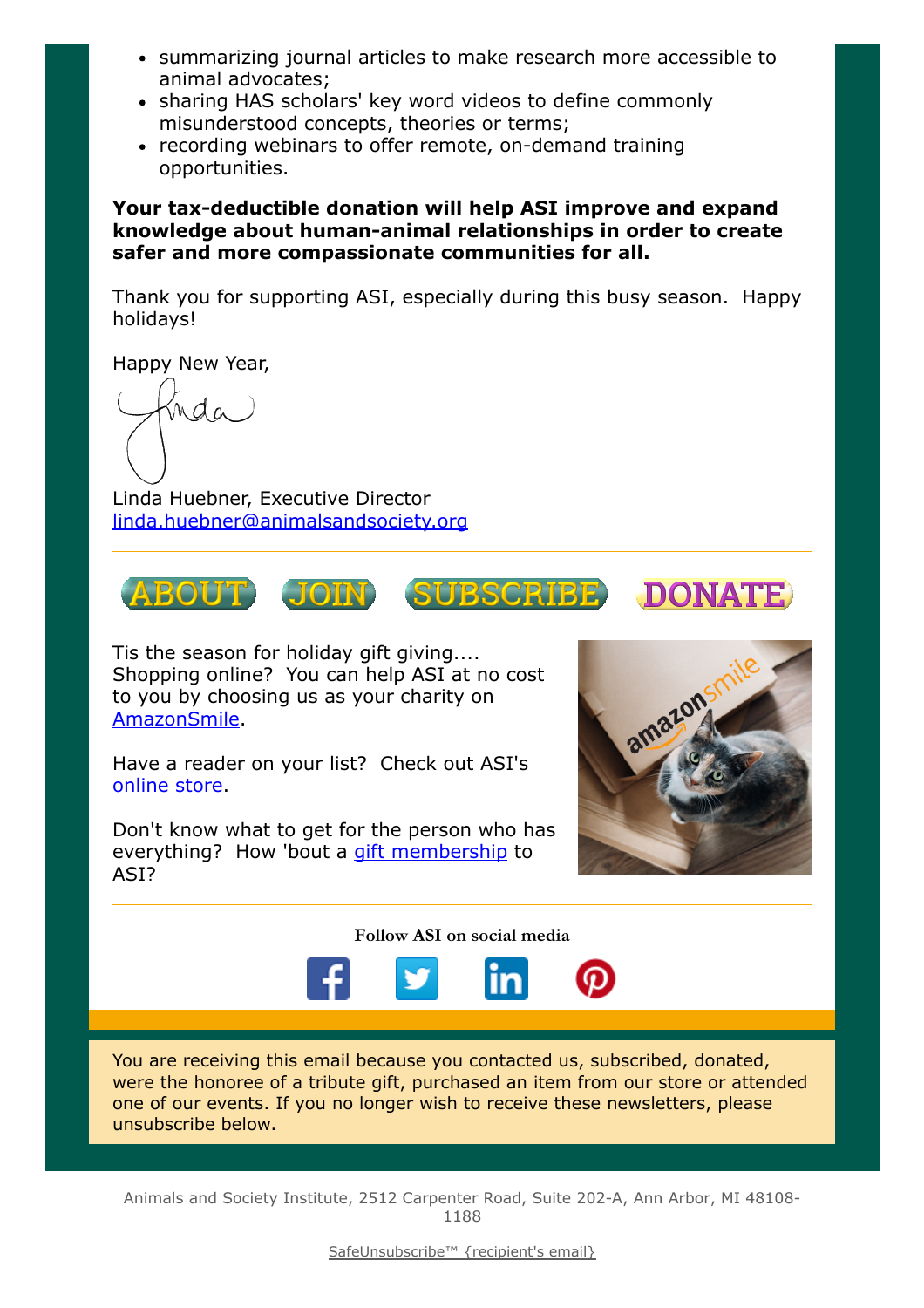- summarizing journal articles to make research more accessible to animal advocates;
- sharing HAS scholars' key word videos to define commonly misunderstood concepts, theories or terms;
- recording webinars to offer remote, on-demand training opportunities.

**Your tax-deductible donation will help ASI improve and expand knowledge about human-animal relationships in order to create safer and more compassionate communities for all.**

Thank you for supporting ASI, especially during this busy season. Happy holidays!

Happy New Year,

Linda

Linda Huebner, Executive Director
linda.huebner@animalsandsociety.org

---

ABOUT JOIN SUBSCRIBE DONATE

Tis the season for holiday gift giving.... Shopping online? You can help ASI at no cost to you by choosing us as your charity on AmazonSmile.

Have a reader on your list? Check out ASI's online store.

Don't know what to get for the person who has everything? How 'bout a gift membership to ASI?

---

Follow ASI on social media

You are receiving this email because you contacted us, subscribed, donated, were the honoree of a tribute gift, purchased an item from our store or attended one of our events. If you no longer wish to receive these newsletters, please unsubscribe below.

Animals and Society Institute, 2512 Carpenter Road, Suite 202-A, Ann Arbor, MI 48108-1188

SafeUnsubscribe™ {recipient's email}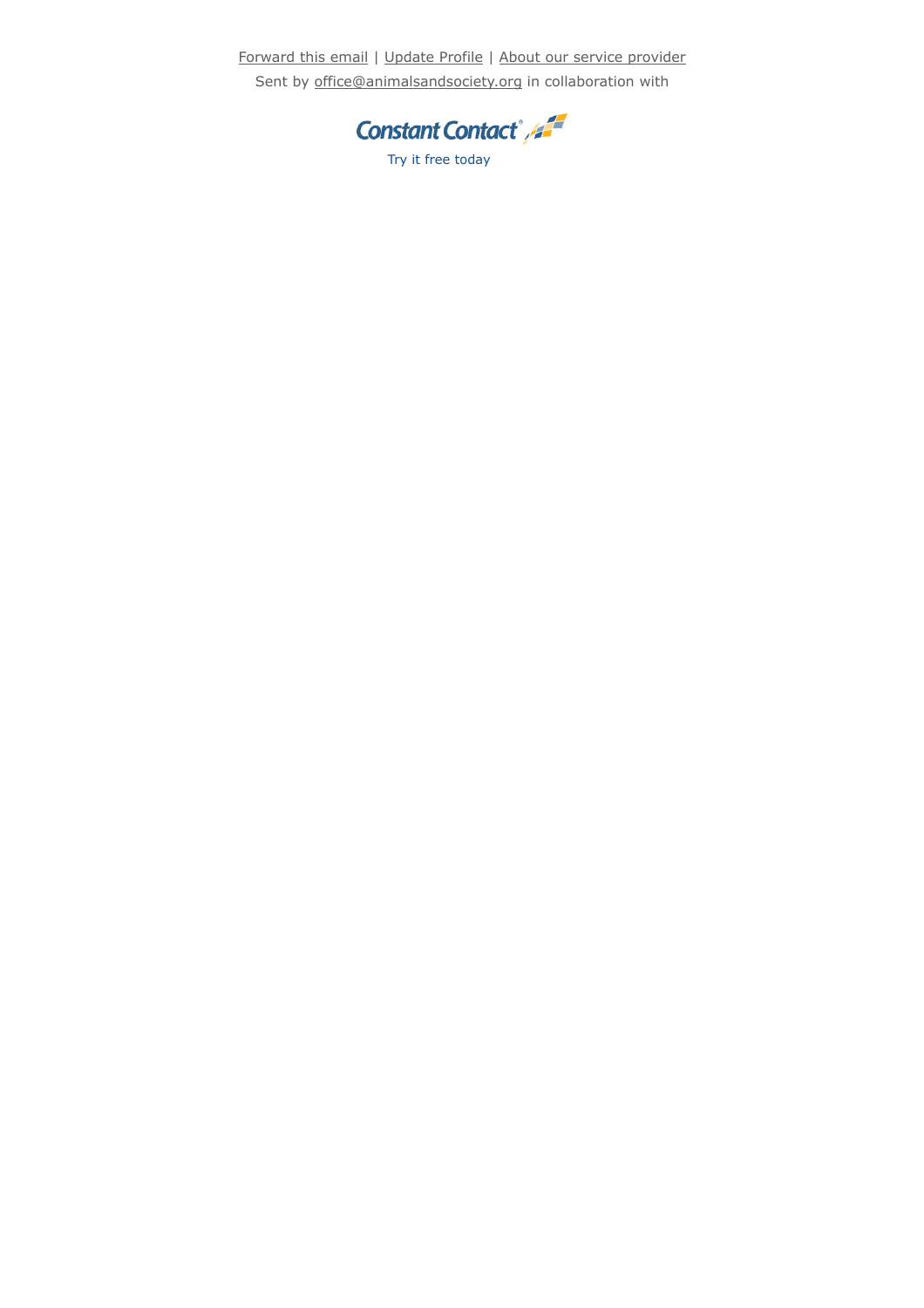Forward this email | Update Profile | About our service provider

Sent by office@animalsandsociety.org in collaboration with

Constant Contact

Try it free today